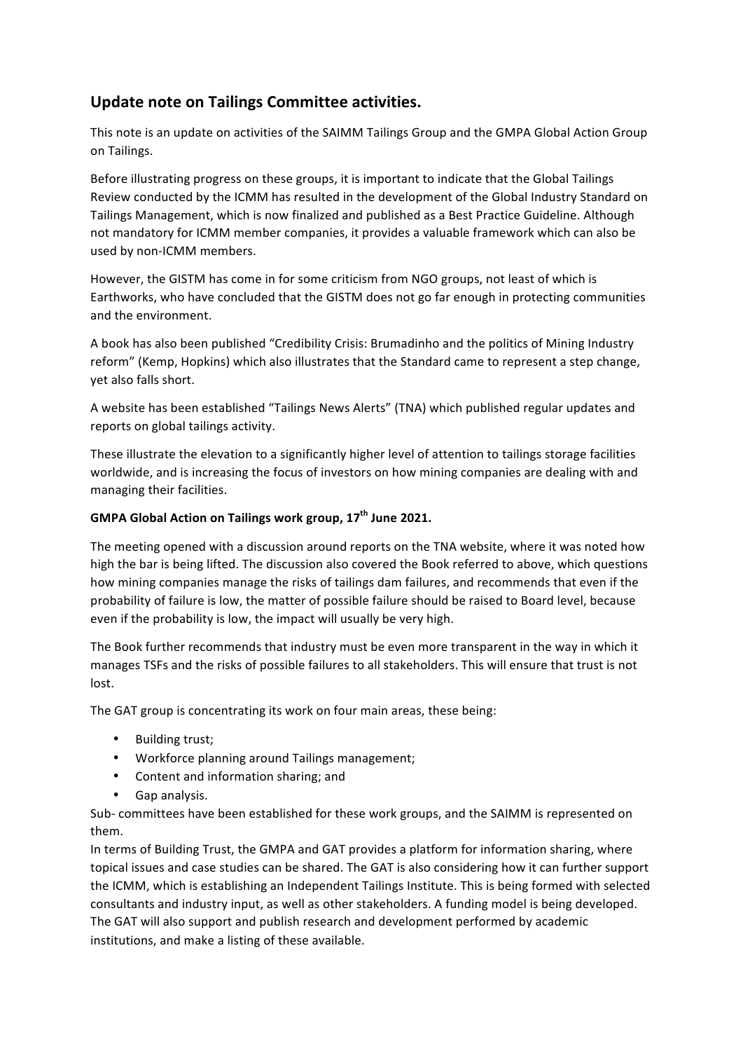## Update note on Tailings Committee activities.

This note is an update on activities of the SAIMM Tailings Group and the GMPA Global Action Group on Tailings.

Before illustrating progress on these groups, it is important to indicate that the Global Tailings Review conducted by the ICMM has resulted in the development of the Global Industry Standard on Tailings Management, which is now finalized and published as a Best Practice Guideline. Although not mandatory for ICMM member companies, it provides a valuable framework which can also be used by non-ICMM members.

However, the GISTM has come in for some criticism from NGO groups, not least of which is Earthworks, who have concluded that the GISTM does not go far enough in protecting communities and the environment.

A book has also been published "Credibility Crisis: Brumadinho and the politics of Mining Industry reform" (Kemp, Hopkins) which also illustrates that the Standard came to represent a step change, yet also falls short.

A website has been established "Tailings News Alerts" (TNA) which published regular updates and reports on global tailings activity.

These illustrate the elevation to a significantly higher level of attention to tailings storage facilities worldwide, and is increasing the focus of investors on how mining companies are dealing with and managing their facilities.

**GMPA Global Action on Tailings work group, 17th June 2021.**

The meeting opened with a discussion around reports on the TNA website, where it was noted how high the bar is being lifted. The discussion also covered the Book referred to above, which questions how mining companies manage the risks of tailings dam failures, and recommends that even if the probability of failure is low, the matter of possible failure should be raised to Board level, because even if the probability is low, the impact will usually be very high.

The Book further recommends that industry must be even more transparent in the way in which it manages TSFs and the risks of possible failures to all stakeholders. This will ensure that trust is not lost.

The GAT group is concentrating its work on four main areas, these being:

- Building trust;
- Workforce planning around Tailings management;
- Content and information sharing; and
- Gap analysis.

Sub- committees have been established for these work groups, and the SAIMM is represented on them.

In terms of Building Trust, the GMPA and GAT provides a platform for information sharing, where topical issues and case studies can be shared. The GAT is also considering how it can further support the ICMM, which is establishing an Independent Tailings Institute. This is being formed with selected consultants and industry input, as well as other stakeholders. A funding model is being developed. The GAT will also support and publish research and development performed by academic institutions, and make a listing of these available.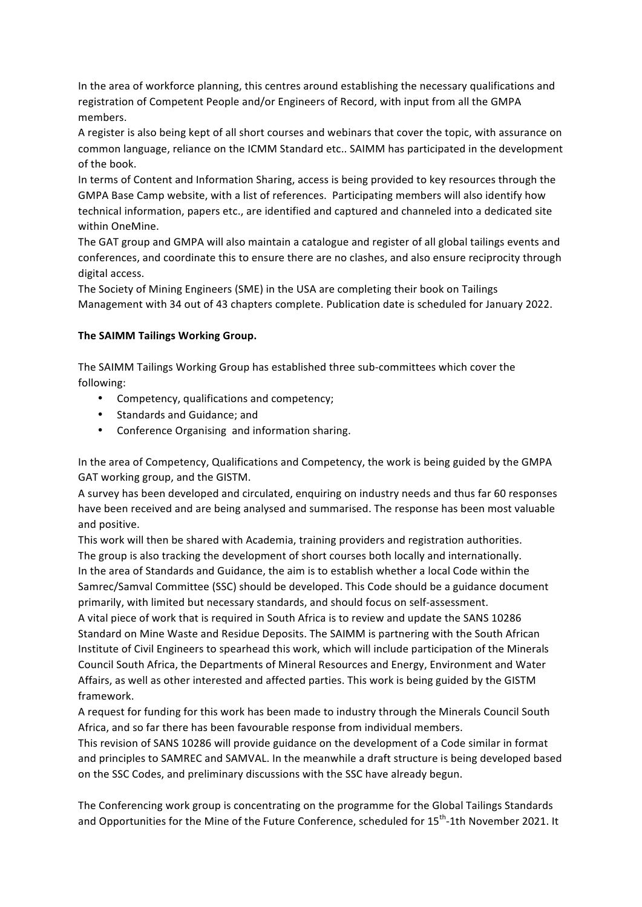In the area of workforce planning, this centres around establishing the necessary qualifications and registration of Competent People and/or Engineers of Record, with input from all the GMPA members.

A register is also being kept of all short courses and webinars that cover the topic, with assurance on common language, reliance on the ICMM Standard etc.. SAIMM has participated in the development of the book.

In terms of Content and Information Sharing, access is being provided to key resources through the GMPA Base Camp website, with a list of references. Participating members will also identify how technical information, papers etc., are identified and captured and channeled into a dedicated site within OneMine.

The GAT group and GMPA will also maintain a catalogue and register of all global tailings events and conferences, and coordinate this to ensure there are no clashes, and also ensure reciprocity through digital access.

The Society of Mining Engineers (SME) in the USA are completing their book on Tailings Management with 34 out of 43 chapters complete. Publication date is scheduled for January 2022.

**The SAIMM Tailings Working Group.**

The SAIMM Tailings Working Group has established three sub-committees which cover the following:

- Competency, qualifications and competency;
- Standards and Guidance; and
- Conference Organising and information sharing.

In the area of Competency, Qualifications and Competency, the work is being guided by the GMPA GAT working group, and the GISTM.

A survey has been developed and circulated, enquiring on industry needs and thus far 60 responses have been received and are being analysed and summarised. The response has been most valuable and positive.

This work will then be shared with Academia, training providers and registration authorities.

The group is also tracking the development of short courses both locally and internationally.

In the area of Standards and Guidance, the aim is to establish whether a local Code within the Samrec/Samval Committee (SSC) should be developed. This Code should be a guidance document primarily, with limited but necessary standards, and should focus on self-assessment.

A vital piece of work that is required in South Africa is to review and update the SANS 10286 Standard on Mine Waste and Residue Deposits. The SAIMM is partnering with the South African Institute of Civil Engineers to spearhead this work, which will include participation of the Minerals Council South Africa, the Departments of Mineral Resources and Energy, Environment and Water Affairs, as well as other interested and affected parties. This work is being guided by the GISTM framework.

A request for funding for this work has been made to industry through the Minerals Council South Africa, and so far there has been favourable response from individual members.

This revision of SANS 10286 will provide guidance on the development of a Code similar in format and principles to SAMREC and SAMVAL. In the meanwhile a draft structure is being developed based on the SSC Codes, and preliminary discussions with the SSC have already begun.

The Conferencing work group is concentrating on the programme for the Global Tailings Standards and Opportunities for the Mine of the Future Conference, scheduled for 15th-1th November 2021. It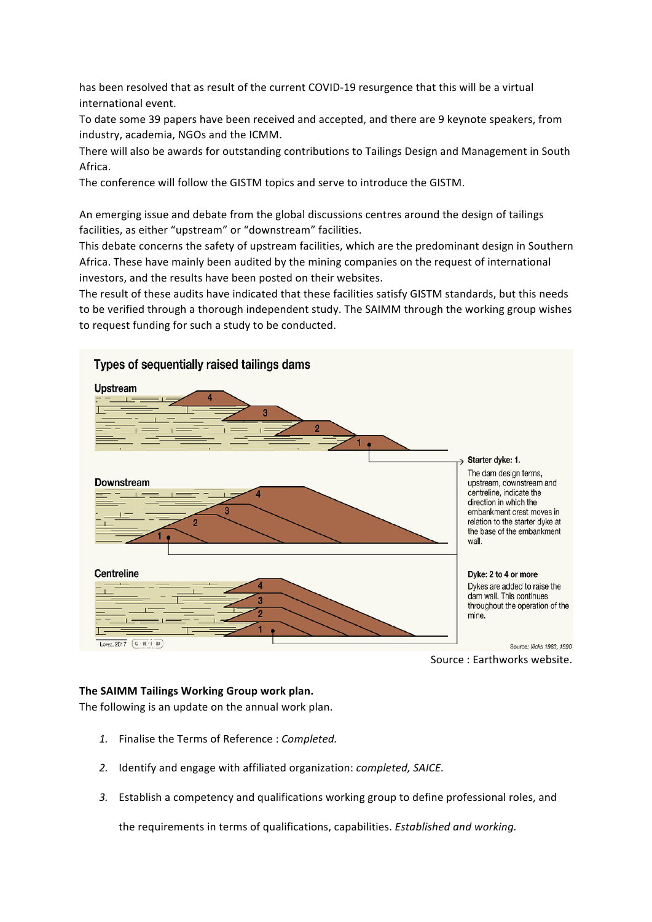has been resolved that as result of the current COVID-19 resurgence that this will be a virtual international event.
To date some 39 papers have been received and accepted, and there are 9 keynote speakers, from industry, academia, NGOs and the ICMM.
There will also be awards for outstanding contributions to Tailings Design and Management in South Africa.
The conference will follow the GISTM topics and serve to introduce the GISTM.

An emerging issue and debate from the global discussions centres around the design of tailings facilities, as either "upstream" or "downstream" facilities.
This debate concerns the safety of upstream facilities, which are the predominant design in Southern Africa. These have mainly been audited by the mining companies on the request of international investors, and the results have been posted on their websites.
The result of these audits have indicated that these facilities satisfy GISTM standards, but this needs to be verified through a thorough independent study. The SAIMM through the working group wishes to request funding for such a study to be conducted.

Source : Earthworks website.

**The SAIMM Tailings Working Group work plan.**
The following is an update on the annual work plan.

1. Finalise the Terms of Reference : *Completed.*
2. Identify and engage with affiliated organization: *completed, SAICE.*
3. Establish a competency and qualifications working group to define professional roles, and the requirements in terms of qualifications, capabilities. *Established and working.*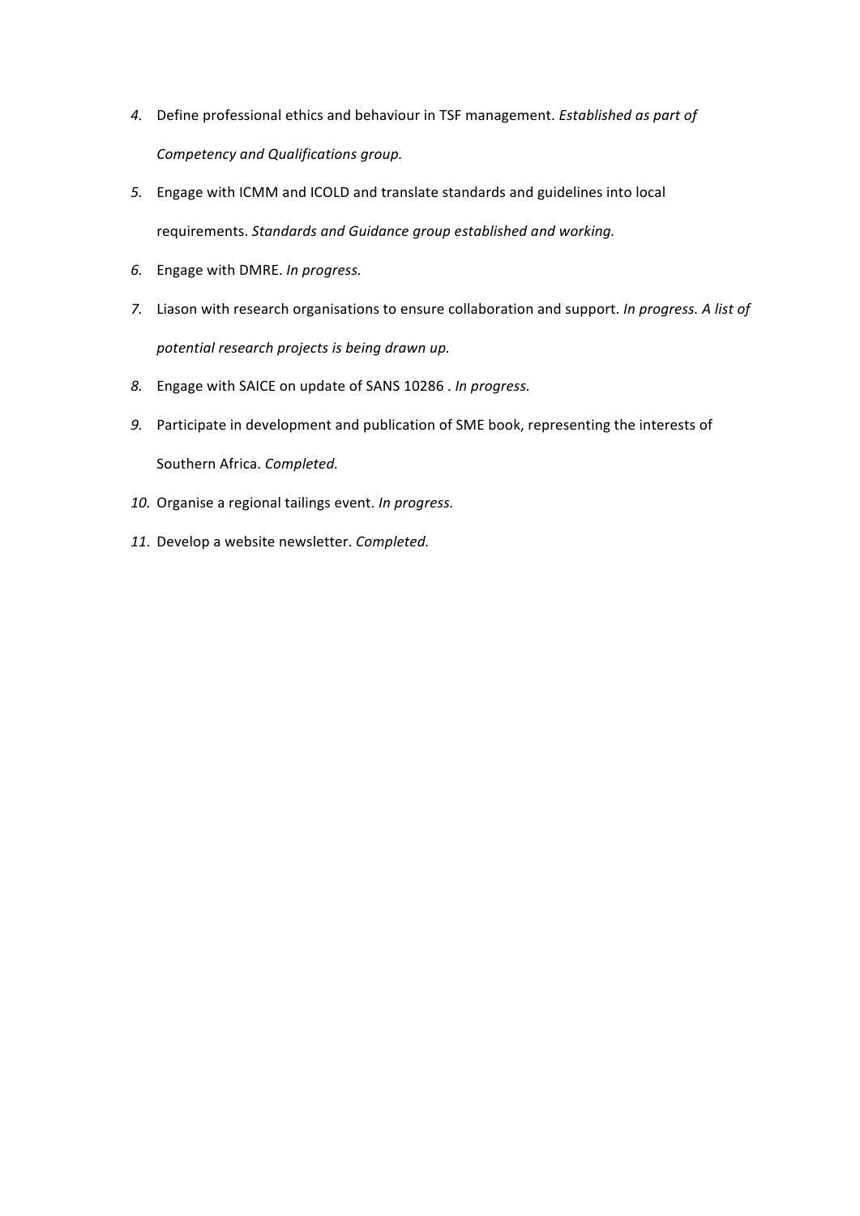4. Define professional ethics and behaviour in TSF management. *Established as part of Competency and Qualifications group.*
5. Engage with ICMM and ICOLD and translate standards and guidelines into local requirements. *Standards and Guidance group established and working.*
6. Engage with DMRE. *In progress.*
7. Liason with research organisations to ensure collaboration and support. *In progress. A list of potential research projects is being drawn up.*
8. Engage with SAICE on update of SANS 10286 . *In progress.*
9. Participate in development and publication of SME book, representing the interests of Southern Africa. *Completed.*
10. Organise a regional tailings event. *In progress.*
11. Develop a website newsletter. *Completed.*